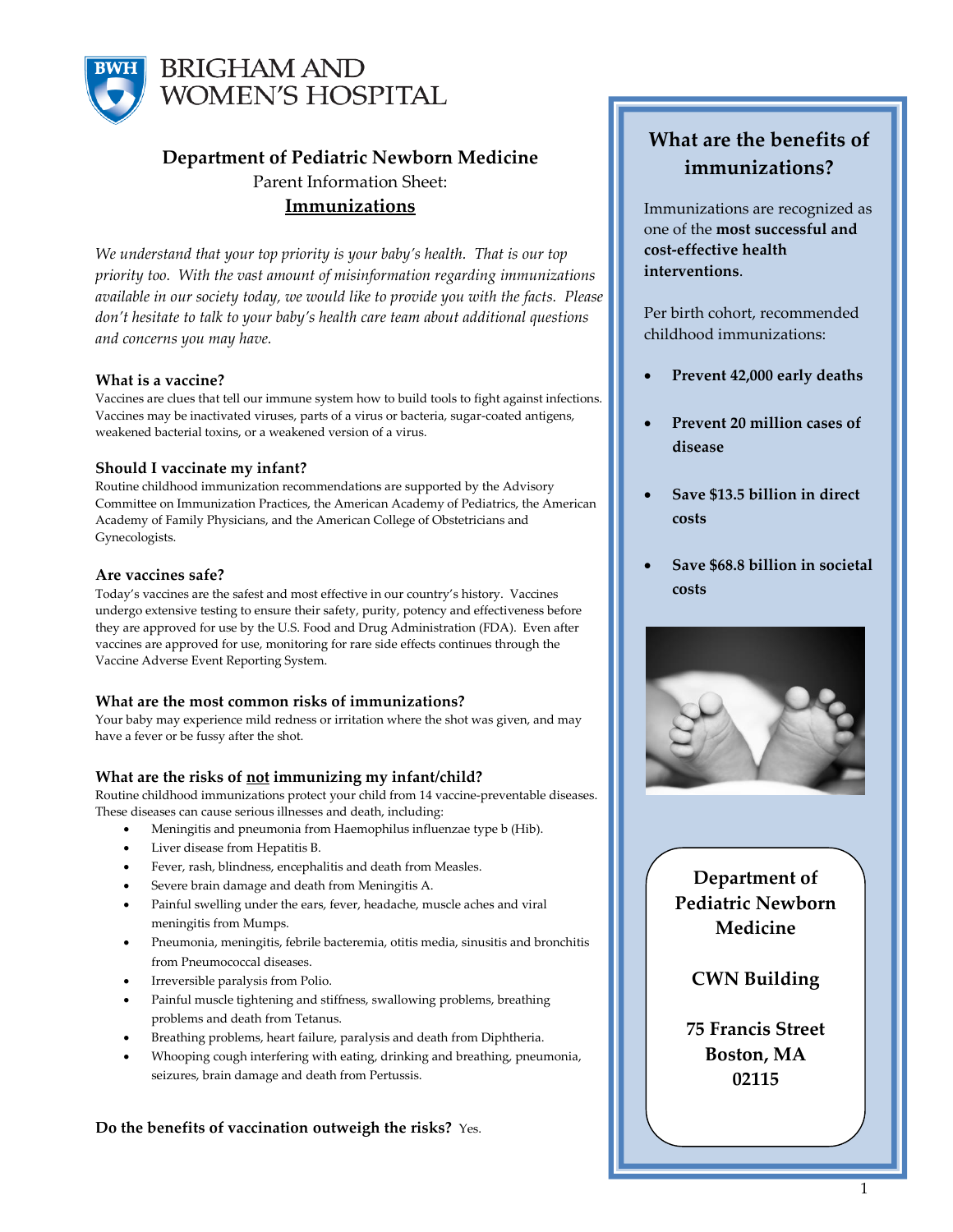BRIGHAM AND WOMEN'S HOSPITAL

## Department of Pediatric Newborn Medicine

Parent Information Sheet:

**Immunizations**

*We understand that your top priority is your baby's health. That is our top priority too. With the vast amount of misinformation regarding immunizations available in our society today, we would like to provide you with the facts. Please don't hesitate to talk to your baby's health care team about additional questions and concerns you may have.*

### What is a vaccine?

Vaccines are clues that tell our immune system how to build tools to fight against infections. Vaccines may be inactivated viruses, parts of a virus or bacteria, sugar-coated antigens, weakened bacterial toxins, or a weakened version of a virus.

### Should I vaccinate my infant?

Routine childhood immunization recommendations are supported by the Advisory Committee on Immunization Practices, the American Academy of Pediatrics, the American Academy of Family Physicians, and the American College of Obstetricians and Gynecologists.

### Are vaccines safe?

Today's vaccines are the safest and most effective in our country's history. Vaccines undergo extensive testing to ensure their safety, purity, potency and effectiveness before they are approved for use by the U.S. Food and Drug Administration (FDA). Even after vaccines are approved for use, monitoring for rare side effects continues through the Vaccine Adverse Event Reporting System.

### What are the most common risks of immunizations?

Your baby may experience mild redness or irritation where the shot was given, and may have a fever or be fussy after the shot.

### What are the risks of not immunizing my infant/child?

Routine childhood immunizations protect your child from 14 vaccine-preventable diseases. These diseases can cause serious illnesses and death, including:

- Meningitis and pneumonia from Haemophilus influenzae type b (Hib).
- Liver disease from Hepatitis B.
- Fever, rash, blindness, encephalitis and death from Measles.
- Severe brain damage and death from Meningitis A.
- Painful swelling under the ears, fever, headache, muscle aches and viral meningitis from Mumps.
- Pneumonia, meningitis, febrile bacteremia, otitis media, sinusitis and bronchitis from Pneumococcal diseases.
- Irreversible paralysis from Polio.
- Painful muscle tightening and stiffness, swallowing problems, breathing problems and death from Tetanus.
- Breathing problems, heart failure, paralysis and death from Diphtheria.
- Whooping cough interfering with eating, drinking and breathing, pneumonia, seizures, brain damage and death from Pertussis.

**Do the benefits of vaccination outweigh the risks?** Yes.

## What are the benefits of immunizations?

Immunizations are recognized as one of the **most successful and cost-effective health interventions**.

Per birth cohort, recommended childhood immunizations:

- **Prevent 42,000 early deaths**
- **Prevent 20 million cases of disease**
- **Save $13.5 billion in direct costs**
- **Save $68.8 billion in societal costs**

**Department of Pediatric Newborn Medicine**

**CWN Building**

**75 Francis Street**
**Boston, MA**
**02115**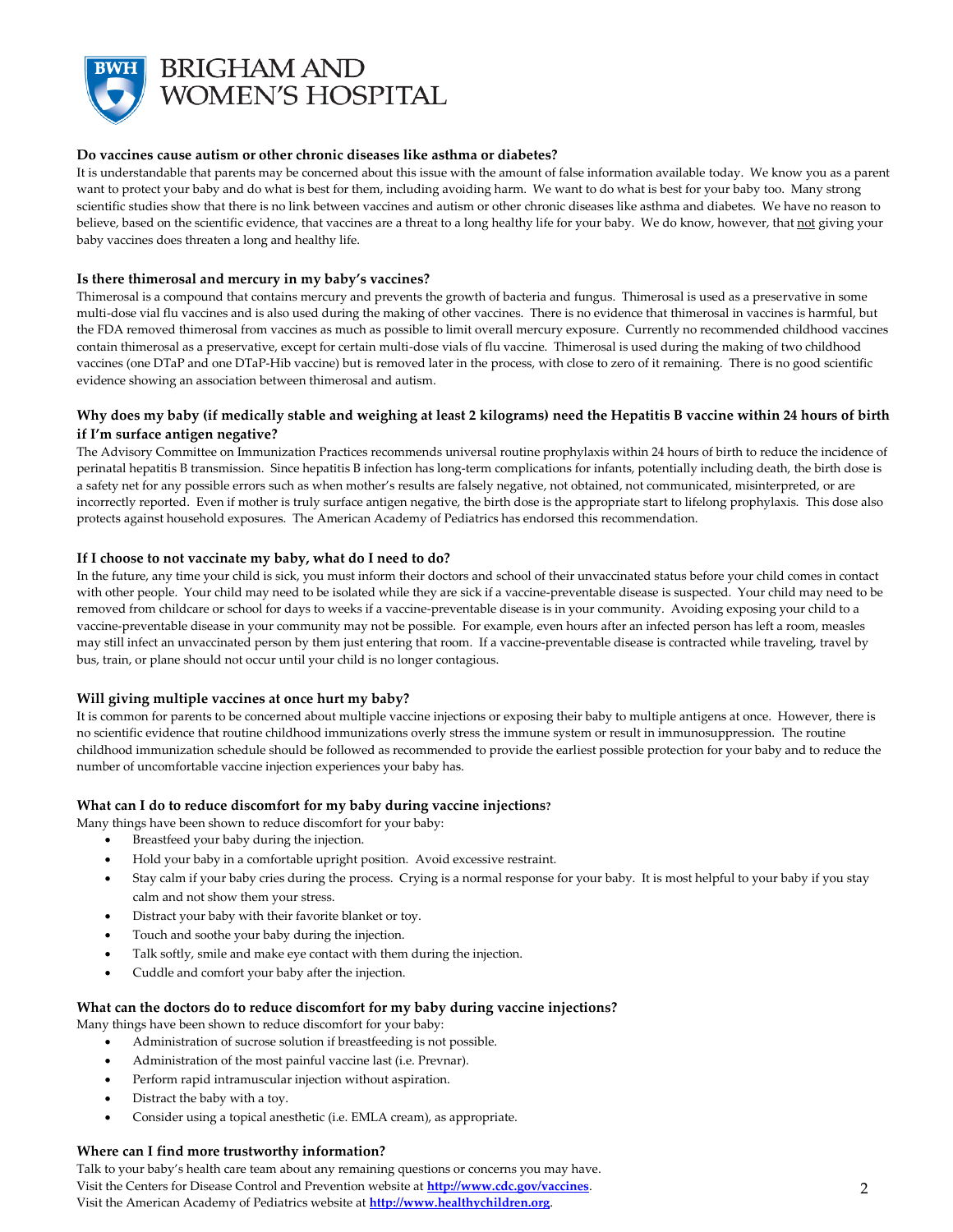**BRIGHAM AND WOMEN'S HOSPITAL**

### Do vaccines cause autism or other chronic diseases like asthma or diabetes?

It is understandable that parents may be concerned about this issue with the amount of false information available today. We know you as a parent want to protect your baby and do what is best for them, including avoiding harm. We want to do what is best for your baby too. Many strong scientific studies show that there is no link between vaccines and autism or other chronic diseases like asthma and diabetes. We have no reason to believe, based on the scientific evidence, that vaccines are a threat to a long healthy life for your baby. We do know, however, that not giving your baby vaccines does threaten a long and healthy life.

### Is there thimerosal and mercury in my baby's vaccines?

Thimerosal is a compound that contains mercury and prevents the growth of bacteria and fungus. Thimerosal is used as a preservative in some multi-dose vial flu vaccines and is also used during the making of other vaccines. There is no evidence that thimerosal in vaccines is harmful, but the FDA removed thimerosal from vaccines as much as possible to limit overall mercury exposure. Currently no recommended childhood vaccines contain thimerosal as a preservative, except for certain multi-dose vials of flu vaccine. Thimerosal is used during the making of two childhood vaccines (one DTaP and one DTaP-Hib vaccine) but is removed later in the process, with close to zero of it remaining. There is no good scientific evidence showing an association between thimerosal and autism.

### Why does my baby (if medically stable and weighing at least 2 kilograms) need the Hepatitis B vaccine within 24 hours of birth if I'm surface antigen negative?

The Advisory Committee on Immunization Practices recommends universal routine prophylaxis within 24 hours of birth to reduce the incidence of perinatal hepatitis B transmission. Since hepatitis B infection has long-term complications for infants, potentially including death, the birth dose is a safety net for any possible errors such as when mother's results are falsely negative, not obtained, not communicated, misinterpreted, or are incorrectly reported. Even if mother is truly surface antigen negative, the birth dose is the appropriate start to lifelong prophylaxis. This dose also protects against household exposures. The American Academy of Pediatrics has endorsed this recommendation.

### If I choose to not vaccinate my baby, what do I need to do?

In the future, any time your child is sick, you must inform their doctors and school of their unvaccinated status before your child comes in contact with other people. Your child may need to be isolated while they are sick if a vaccine-preventable disease is suspected. Your child may need to be removed from childcare or school for days to weeks if a vaccine-preventable disease is in your community. Avoiding exposing your child to a vaccine-preventable disease in your community may not be possible. For example, even hours after an infected person has left a room, measles may still infect an unvaccinated person by them just entering that room. If a vaccine-preventable disease is contracted while traveling, travel by bus, train, or plane should not occur until your child is no longer contagious.

### Will giving multiple vaccines at once hurt my baby?

It is common for parents to be concerned about multiple vaccine injections or exposing their baby to multiple antigens at once. However, there is no scientific evidence that routine childhood immunizations overly stress the immune system or result in immunosuppression. The routine childhood immunization schedule should be followed as recommended to provide the earliest possible protection for your baby and to reduce the number of uncomfortable vaccine injection experiences your baby has.

### What can I do to reduce discomfort for my baby during vaccine injections?

Many things have been shown to reduce discomfort for your baby:

- Breastfeed your baby during the injection.
- Hold your baby in a comfortable upright position. Avoid excessive restraint.
- Stay calm if your baby cries during the process. Crying is a normal response for your baby. It is most helpful to your baby if you stay calm and not show them your stress.
- Distract your baby with their favorite blanket or toy.
- Touch and soothe your baby during the injection.
- Talk softly, smile and make eye contact with them during the injection.
- Cuddle and comfort your baby after the injection.

### What can the doctors do to reduce discomfort for my baby during vaccine injections?

Many things have been shown to reduce discomfort for your baby:

- Administration of sucrose solution if breastfeeding is not possible.
- Administration of the most painful vaccine last (i.e. Prevnar).
- Perform rapid intramuscular injection without aspiration.
- Distract the baby with a toy.
- Consider using a topical anesthetic (i.e. EMLA cream), as appropriate.

### Where can I find more trustworthy information?

Talk to your baby's health care team about any remaining questions or concerns you may have.
Visit the Centers for Disease Control and Prevention website at **http://www.cdc.gov/vaccines**.
Visit the American Academy of Pediatrics website at **http://www.healthychildren.org**.